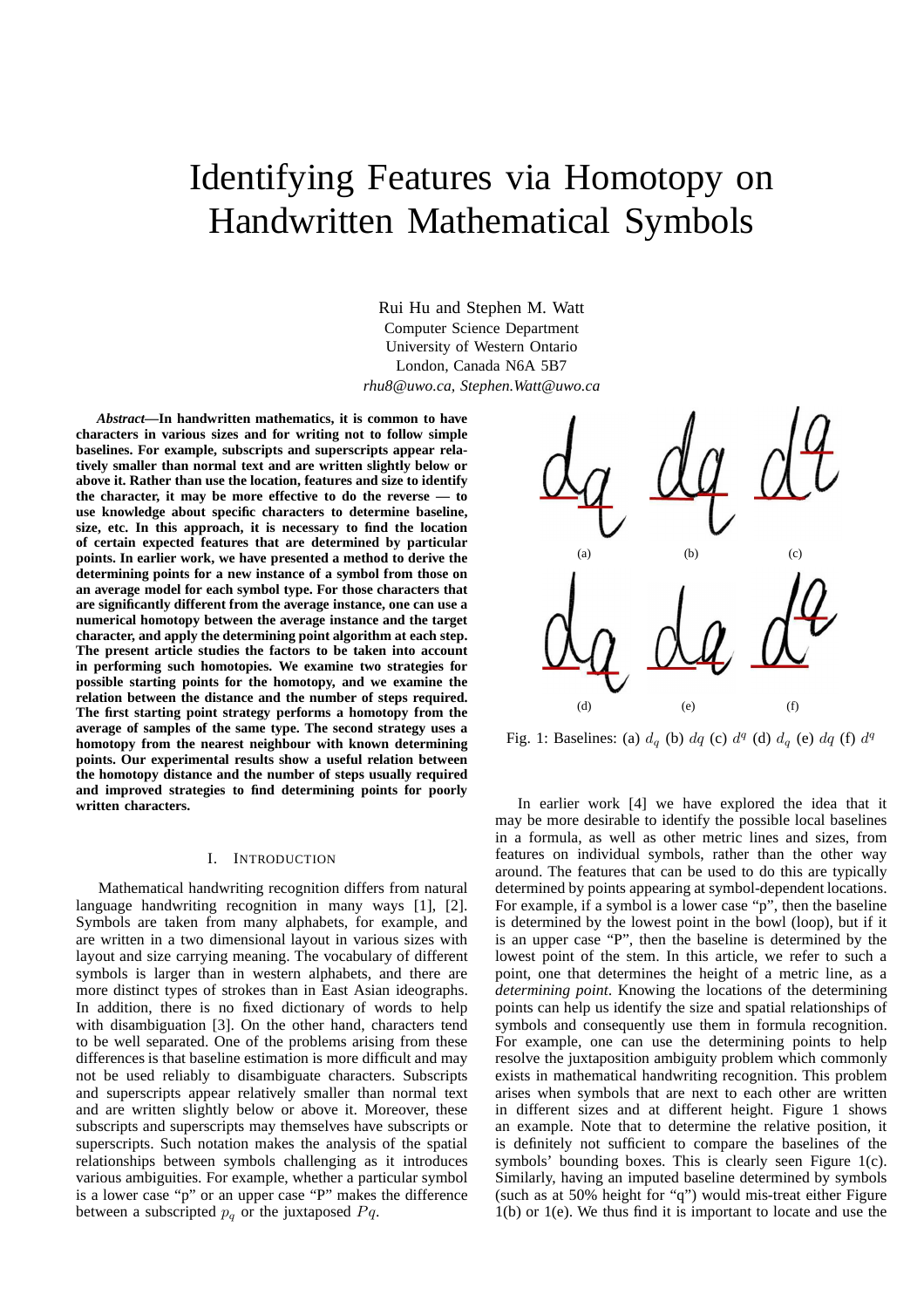# Identifying Features via Homotopy on Handwritten Mathematical Symbols

Rui Hu and Stephen M. Watt
Computer Science Department
University of Western Ontario
London, Canada N6A 5B7
*rhu8@uwo.ca, Stephen.Watt@uwo.ca*

***Abstract*—In handwritten mathematics, it is common to have characters in various sizes and for writing not to follow simple baselines. For example, subscripts and superscripts appear relatively smaller than normal text and are written slightly below or above it. Rather than use the location, features and size to identify the character, it may be more effective to do the reverse — to use knowledge about specific characters to determine baseline, size, etc. In this approach, it is necessary to find the location of certain expected features that are determined by particular points. In earlier work, we have presented a method to derive the determining points for a new instance of a symbol from those on an average model for each symbol type. For those characters that are significantly different from the average instance, one can use a numerical homotopy between the average instance and the target character, and apply the determining point algorithm at each step. The present article studies the factors to be taken into account in performing such homotopies. We examine two strategies for possible starting points for the homotopy, and we examine the relation between the distance and the number of steps required. The first starting point strategy performs a homotopy from the average of samples of the same type. The second strategy uses a homotopy from the nearest neighbour with known determining points. Our experimental results show a useful relation between the homotopy distance and the number of steps usually required and improved strategies to find determining points for poorly written characters.**

## I. Introduction

Mathematical handwriting recognition differs from natural language handwriting recognition in many ways [1], [2]. Symbols are taken from many alphabets, for example, and are written in a two dimensional layout in various sizes with layout and size carrying meaning. The vocabulary of different symbols is larger than in western alphabets, and there are more distinct types of strokes than in East Asian ideographs. In addition, there is no fixed dictionary of words to help with disambiguation [3]. On the other hand, characters tend to be well separated. One of the problems arising from these differences is that baseline estimation is more difficult and may not be used reliably to disambiguate characters. Subscripts and superscripts appear relatively smaller than normal text and are written slightly below or above it. Moreover, these subscripts and superscripts may themselves have subscripts or superscripts. Such notation makes the analysis of the spatial relationships between symbols challenging as it introduces various ambiguities. For example, whether a particular symbol is a lower case "p" or an upper case "P" makes the difference between a subscripted $p_q$ or the juxtaposed $Pq$.

Fig. 1: Baselines: (a) $d_q$ (b) $dq$ (c) $d^q$ (d) $d_q$ (e) $dq$ (f) $d^q$

In earlier work [4] we have explored the idea that it may be more desirable to identify the possible local baselines in a formula, as well as other metric lines and sizes, from features on individual symbols, rather than the other way around. The features that can be used to do this are typically determined by points appearing at symbol-dependent locations. For example, if a symbol is a lower case "p", then the baseline is determined by the lowest point in the bowl (loop), but if it is an upper case "P", then the baseline is determined by the lowest point of the stem. In this article, we refer to such a point, one that determines the height of a metric line, as a *determining point*. Knowing the locations of the determining points can help us identify the size and spatial relationships of symbols and consequently use them in formula recognition. For example, one can use the determining points to help resolve the juxtaposition ambiguity problem which commonly exists in mathematical handwriting recognition. This problem arises when symbols that are next to each other are written in different sizes and at different height. Figure 1 shows an example. Note that to determine the relative position, it is definitely not sufficient to compare the baselines of the symbols' bounding boxes. This is clearly seen Figure 1(c). Similarly, having an imputed baseline determined by symbols (such as at 50% height for "q") would mis-treat either Figure 1(b) or 1(e). We thus find it is important to locate and use the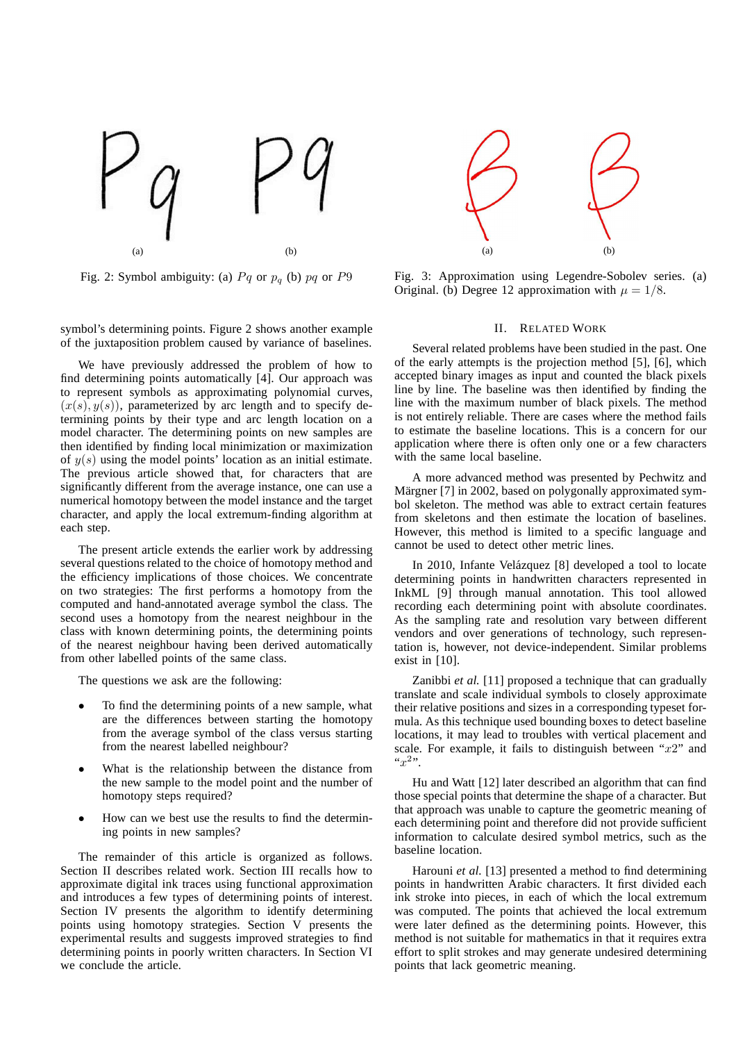(a) (b)

Fig. 2: Symbol ambiguity: (a) $Pq$ or $p_q$ (b) $pq$ or $P9$

(a) (b)

Fig. 3: Approximation using Legendre-Sobolev series. (a) Original. (b) Degree 12 approximation with $\mu = 1/8$.

symbol's determining points. Figure 2 shows another example of the juxtaposition problem caused by variance of baselines.

We have previously addressed the problem of how to find determining points automatically [4]. Our approach was to represent symbols as approximating polynomial curves, $(x(s), y(s))$, parameterized by arc length and to specify determining points by their type and arc length location on a model character. The determining points on new samples are then identified by finding local minimization or maximization of $y(s)$ using the model points' location as an initial estimate. The previous article showed that, for characters that are significantly different from the average instance, one can use a numerical homotopy between the model instance and the target character, and apply the local extremum-finding algorithm at each step.

The present article extends the earlier work by addressing several questions related to the choice of homotopy method and the efficiency implications of those choices. We concentrate on two strategies: The first performs a homotopy from the computed and hand-annotated average symbol the class. The second uses a homotopy from the nearest neighbour in the class with known determining points, the determining points of the nearest neighbour having been derived automatically from other labelled points of the same class.

The questions we ask are the following:

- To find the determining points of a new sample, what are the differences between starting the homotopy from the average symbol of the class versus starting from the nearest labelled neighbour?
- What is the relationship between the distance from the new sample to the model point and the number of homotopy steps required?
- How can we best use the results to find the determining points in new samples?

The remainder of this article is organized as follows. Section II describes related work. Section III recalls how to approximate digital ink traces using functional approximation and introduces a few types of determining points of interest. Section IV presents the algorithm to identify determining points using homotopy strategies. Section V presents the experimental results and suggests improved strategies to find determining points in poorly written characters. In Section VI we conclude the article.

## II. Related Work

Several related problems have been studied in the past. One of the early attempts is the projection method [5], [6], which accepted binary images as input and counted the black pixels line by line. The baseline was then identified by finding the line with the maximum number of black pixels. The method is not entirely reliable. There are cases where the method fails to estimate the baseline locations. This is a concern for our application where there is often only one or a few characters with the same local baseline.

A more advanced method was presented by Pechwitz and Märgner [7] in 2002, based on polygonally approximated symbol skeleton. The method was able to extract certain features from skeletons and then estimate the location of baselines. However, this method is limited to a specific language and cannot be used to detect other metric lines.

In 2010, Infante Velázquez [8] developed a tool to locate determining points in handwritten characters represented in InkML [9] through manual annotation. This tool allowed recording each determining point with absolute coordinates. As the sampling rate and resolution vary between different vendors and over generations of technology, such representation is, however, not device-independent. Similar problems exist in [10].

Zanibbi *et al.* [11] proposed a technique that can gradually translate and scale individual symbols to closely approximate their relative positions and sizes in a corresponding typeset formula. As this technique used bounding boxes to detect baseline locations, it may lead to troubles with vertical placement and scale. For example, it fails to distinguish between "$x2$" and "$x^2$".

Hu and Watt [12] later described an algorithm that can find those special points that determine the shape of a character. But that approach was unable to capture the geometric meaning of each determining point and therefore did not provide sufficient information to calculate desired symbol metrics, such as the baseline location.

Harouni *et al.* [13] presented a method to find determining points in handwritten Arabic characters. It first divided each ink stroke into pieces, in each of which the local extremum was computed. The points that achieved the local extremum were later defined as the determining points. However, this method is not suitable for mathematics in that it requires extra effort to split strokes and may generate undesired determining points that lack geometric meaning.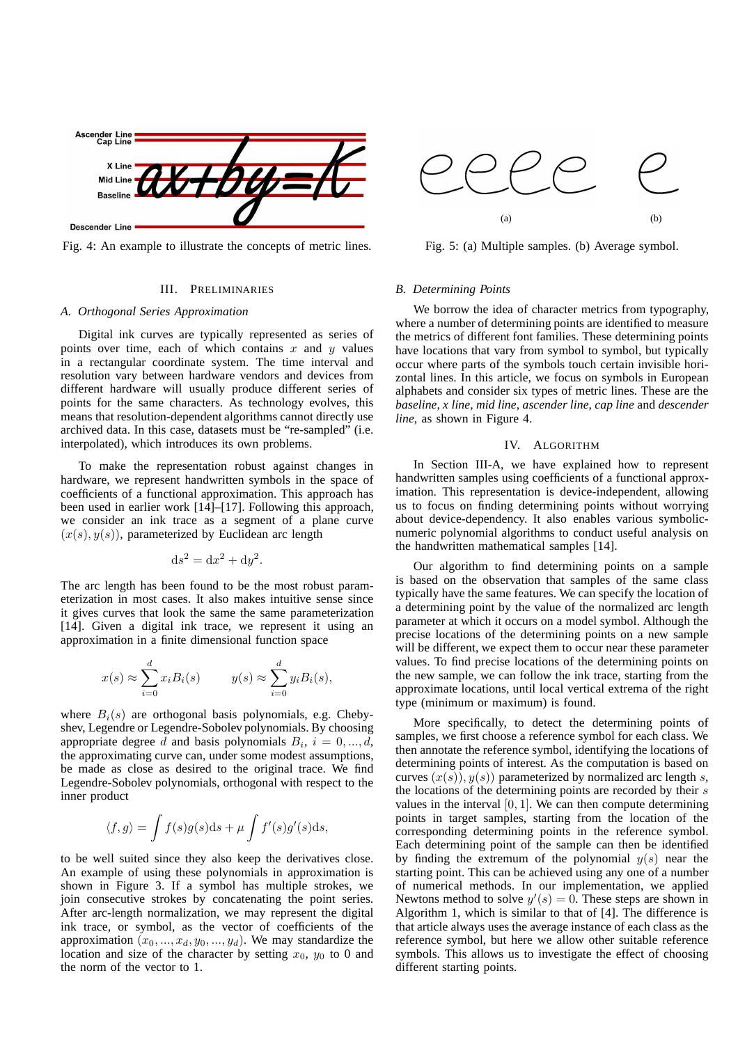Fig. 4: An example to illustrate the concepts of metric lines.

Fig. 5: (a) Multiple samples. (b) Average symbol.

## III. Preliminaries

### A. Orthogonal Series Approximation

Digital ink curves are typically represented as series of points over time, each of which contains $x$ and $y$ values in a rectangular coordinate system. The time interval and resolution vary between hardware vendors and devices from different hardware will usually produce different series of points for the same characters. As technology evolves, this means that resolution-dependent algorithms cannot directly use archived data. In this case, datasets must be "re-sampled" (i.e. interpolated), which introduces its own problems.

To make the representation robust against changes in hardware, we represent handwritten symbols in the space of coefficients of a functional approximation. This approach has been used in earlier work [14]–[17]. Following this approach, we consider an ink trace as a segment of a plane curve $(x(s), y(s))$, parameterized by Euclidean arc length

$$ds^2 = dx^2 + dy^2.$$

The arc length has been found to be the most robust parameterization in most cases. It also makes intuitive sense since it gives curves that look the same the same parameterization [14]. Given a digital ink trace, we represent it using an approximation in a finite dimensional function space

$$x(s) \approx \sum_{i=0}^{d} x_i B_i(s) \qquad y(s) \approx \sum_{i=0}^{d} y_i B_i(s),$$

where $B_i(s)$ are orthogonal basis polynomials, e.g. Chebyshev, Legendre or Legendre-Sobolev polynomials. By choosing appropriate degree $d$ and basis polynomials $B_i$, $i = 0, ..., d$, the approximating curve can, under some modest assumptions, be made as close as desired to the original trace. We find Legendre-Sobolev polynomials, orthogonal with respect to the inner product

$$\langle f, g \rangle = \int f(s)g(s)ds + \mu \int f'(s)g'(s)ds,$$

to be well suited since they also keep the derivatives close. An example of using these polynomials in approximation is shown in Figure 3. If a symbol has multiple strokes, we join consecutive strokes by concatenating the point series. After arc-length normalization, we may represent the digital ink trace, or symbol, as the vector of coefficients of the approximation $(x_0, ..., x_d, y_0, ..., y_d)$. We may standardize the location and size of the character by setting $x_0$, $y_0$ to 0 and the norm of the vector to 1.

### B. Determining Points

We borrow the idea of character metrics from typography, where a number of determining points are identified to measure the metrics of different font families. These determining points have locations that vary from symbol to symbol, but typically occur where parts of the symbols touch certain invisible horizontal lines. In this article, we focus on symbols in European alphabets and consider six types of metric lines. These are the *baseline*, *x line*, *mid line*, *ascender line*, *cap line* and *descender line*, as shown in Figure 4.

## IV. Algorithm

In Section III-A, we have explained how to represent handwritten samples using coefficients of a functional approximation. This representation is device-independent, allowing us to focus on finding determining points without worrying about device-dependency. It also enables various symbolic-numeric polynomial algorithms to conduct useful analysis on the handwritten mathematical samples [14].

Our algorithm to find determining points on a sample is based on the observation that samples of the same class typically have the same features. We can specify the location of a determining point by the value of the normalized arc length parameter at which it occurs on a model symbol. Although the precise locations of the determining points on a new sample will be different, we expect them to occur near these parameter values. To find precise locations of the determining points on the new sample, we can follow the ink trace, starting from the approximate locations, until local vertical extrema of the right type (minimum or maximum) is found.

More specifically, to detect the determining points of samples, we first choose a reference symbol for each class. We then annotate the reference symbol, identifying the locations of determining points of interest. As the computation is based on curves $(x(s)), y(s))$ parameterized by normalized arc length $s$, the locations of the determining points are recorded by their $s$ values in the interval $[0, 1]$. We can then compute determining points in target samples, starting from the location of the corresponding determining points in the reference symbol. Each determining point of the sample can then be identified by finding the extremum of the polynomial $y(s)$ near the starting point. This can be achieved using any one of a number of numerical methods. In our implementation, we applied Newtons method to solve $y'(s) = 0$. These steps are shown in Algorithm 1, which is similar to that of [4]. The difference is that article always uses the average instance of each class as the reference symbol, but here we allow other suitable reference symbols. This allows us to investigate the effect of choosing different starting points.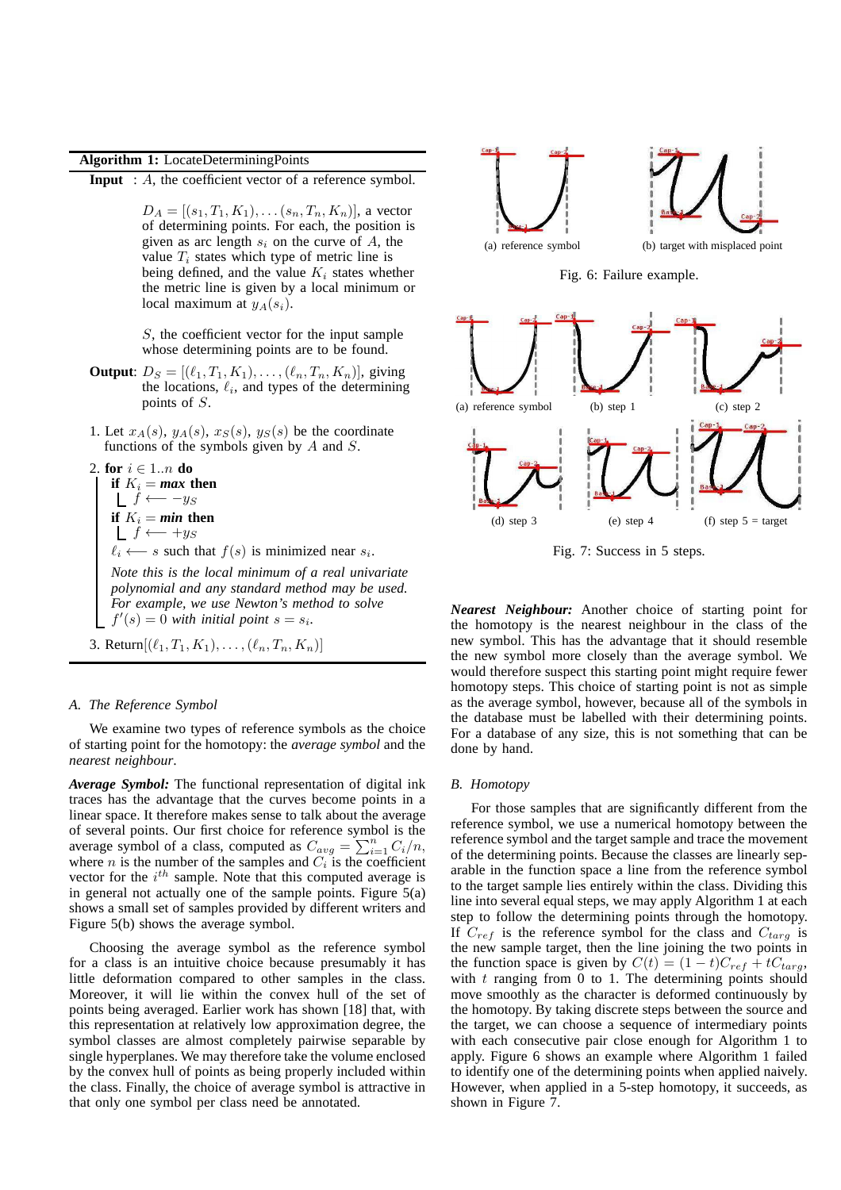**Algorithm 1:** LocateDeterminingPoints

**Input** : $A$, the coefficient vector of a reference symbol.

$D_A = [(s_1, T_1, K_1), \ldots (s_n, T_n, K_n)]$, a vector of determining points. For each, the position is given as arc length $s_i$ on the curve of $A$, the value $T_i$ states which type of metric line is being defined, and the value $K_i$ states whether the metric line is given by a local minimum or local maximum at $y_A(s_i)$.

$S$, the coefficient vector for the input sample whose determining points are to be found.

**Output**: $D_S = [(\ell_1, T_1, K_1), \ldots, (\ell_n, T_n, K_n)]$, giving the locations, $\ell_i$, and types of the determining points of $S$.

1. Let $x_A(s)$, $y_A(s)$, $x_S(s)$, $y_S(s)$ be the coordinate functions of the symbols given by $A$ and $S$.
2. **for** $i \in 1..n$ **do**
   - **if** $K_i =$ ***max*** **then**
     - $f \longleftarrow -y_S$
   - **if** $K_i =$ ***min*** **then**
     - $f \longleftarrow +y_S$
   - $\ell_i \longleftarrow s$ such that $f(s)$ is minimized near $s_i$.
   - *Note this is the local minimum of a real univariate polynomial and any standard method may be used. For example, we use Newton's method to solve $f'(s) = 0$ with initial point $s = s_i$.*
3. Return$[(\ell_1, T_1, K_1), \ldots, (\ell_n, T_n, K_n)]$

### A. The Reference Symbol

We examine two types of reference symbols as the choice of starting point for the homotopy: the *average symbol* and the *nearest neighbour*.

***Average Symbol:*** The functional representation of digital ink traces has the advantage that the curves become points in a linear space. It therefore makes sense to talk about the average of several points. Our first choice for reference symbol is the average symbol of a class, computed as $C_{avg} = \sum_{i=1}^{n} C_i/n$, where $n$ is the number of the samples and $C_i$ is the coefficient vector for the $i^{th}$ sample. Note that this computed average is in general not actually one of the sample points. Figure 5(a) shows a small set of samples provided by different writers and Figure 5(b) shows the average symbol.

Choosing the average symbol as the reference symbol for a class is an intuitive choice because presumably it has little deformation compared to other samples in the class. Moreover, it will lie within the convex hull of the set of points being averaged. Earlier work has shown [18] that, with this representation at relatively low approximation degree, the symbol classes are almost completely pairwise separable by single hyperplanes. We may therefore take the volume enclosed by the convex hull of points as being properly included within the class. Finally, the choice of average symbol is attractive in that only one symbol per class need be annotated.

(a) reference symbol (b) target with misplaced point

Fig. 6: Failure example.

(a) reference symbol (b) step 1 (c) step 2 (d) step 3 (e) step 4 (f) step 5 = target

Fig. 7: Success in 5 steps.

***Nearest Neighbour:*** Another choice of starting point for the homotopy is the nearest neighbour in the class of the new symbol. This has the advantage that it should resemble the new symbol more closely than the average symbol. We would therefore suspect this starting point might require fewer homotopy steps. This choice of starting point is not as simple as the average symbol, however, because all of the symbols in the database must be labelled with their determining points. For a database of any size, this is not something that can be done by hand.

### B. Homotopy

For those samples that are significantly different from the reference symbol, we use a numerical homotopy between the reference symbol and the target sample and trace the movement of the determining points. Because the classes are linearly separable in the function space a line from the reference symbol to the target sample lies entirely within the class. Dividing this line into several equal steps, we may apply Algorithm 1 at each step to follow the determining points through the homotopy. If $C_{ref}$ is the reference symbol for the class and $C_{targ}$ is the new sample target, then the line joining the two points in the function space is given by $C(t) = (1 - t)C_{ref} + tC_{targ}$, with $t$ ranging from 0 to 1. The determining points should move smoothly as the character is deformed continuously by the homotopy. By taking discrete steps between the source and the target, we can choose a sequence of intermediary points with each consecutive pair close enough for Algorithm 1 to apply. Figure 6 shows an example where Algorithm 1 failed to identify one of the determining points when applied naively. However, when applied in a 5-step homotopy, it succeeds, as shown in Figure 7.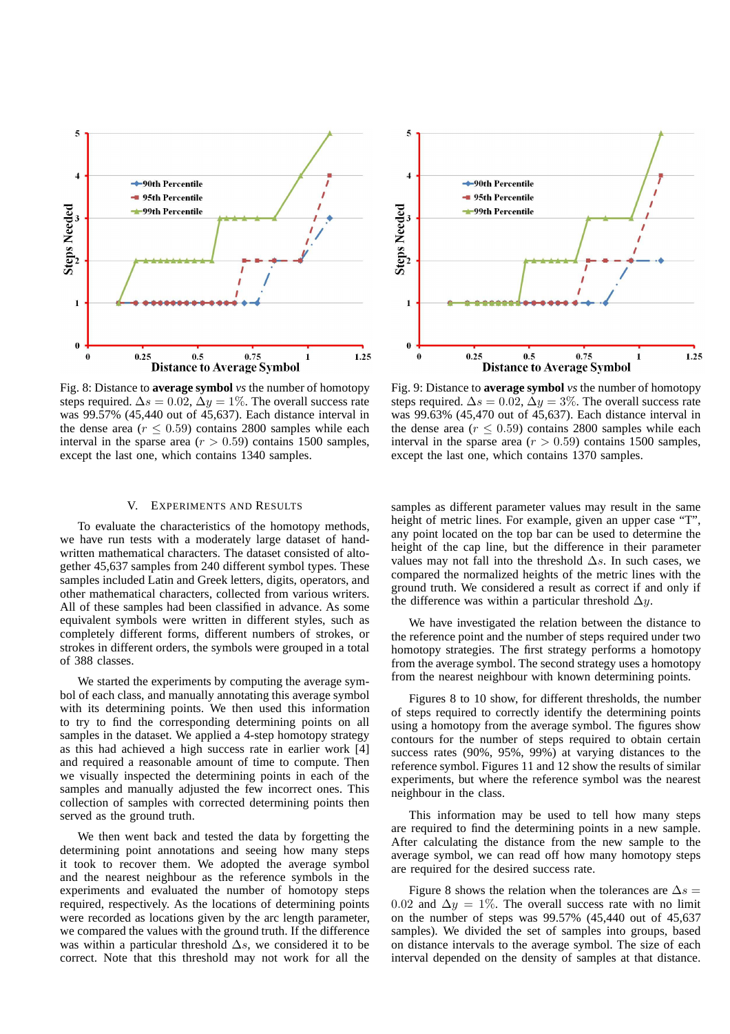Fig. 8: Distance to **average symbol** *vs* the number of homotopy steps required. $\Delta s = 0.02$, $\Delta y = 1\%$. The overall success rate was 99.57% (45,440 out of 45,637). Each distance interval in the dense area ($r \leq 0.59$) contains 2800 samples while each interval in the sparse area ($r > 0.59$) contains 1500 samples, except the last one, which contains 1340 samples.

Fig. 9: Distance to **average symbol** *vs* the number of homotopy steps required. $\Delta s = 0.02$, $\Delta y = 3\%$. The overall success rate was 99.63% (45,470 out of 45,637). Each distance interval in the dense area ($r \leq 0.59$) contains 2800 samples while each interval in the sparse area ($r > 0.59$) contains 1500 samples, except the last one, which contains 1370 samples.

## V. Experiments and Results

To evaluate the characteristics of the homotopy methods, we have run tests with a moderately large dataset of handwritten mathematical characters. The dataset consisted of altogether 45,637 samples from 240 different symbol types. These samples included Latin and Greek letters, digits, operators, and other mathematical characters, collected from various writers. All of these samples had been classified in advance. As some equivalent symbols were written in different styles, such as completely different forms, different numbers of strokes, or strokes in different orders, the symbols were grouped in a total of 388 classes.

We started the experiments by computing the average symbol of each class, and manually annotating this average symbol with its determining points. We then used this information to try to find the corresponding determining points on all samples in the dataset. We applied a 4-step homotopy strategy as this had achieved a high success rate in earlier work [4] and required a reasonable amount of time to compute. Then we visually inspected the determining points in each of the samples and manually adjusted the few incorrect ones. This collection of samples with corrected determining points then served as the ground truth.

We then went back and tested the data by forgetting the determining point annotations and seeing how many steps it took to recover them. We adopted the average symbol and the nearest neighbour as the reference symbols in the experiments and evaluated the number of homotopy steps required, respectively. As the locations of determining points were recorded as locations given by the arc length parameter, we compared the values with the ground truth. If the difference was within a particular threshold $\Delta s$, we considered it to be correct. Note that this threshold may not work for all the samples as different parameter values may result in the same height of metric lines. For example, given an upper case "T", any point located on the top bar can be used to determine the height of the cap line, but the difference in their parameter values may not fall into the threshold $\Delta s$. In such cases, we compared the normalized heights of the metric lines with the ground truth. We considered a result as correct if and only if the difference was within a particular threshold $\Delta y$.

We have investigated the relation between the distance to the reference point and the number of steps required under two homotopy strategies. The first strategy performs a homotopy from the average symbol. The second strategy uses a homotopy from the nearest neighbour with known determining points.

Figures 8 to 10 show, for different thresholds, the number of steps required to correctly identify the determining points using a homotopy from the average symbol. The figures show contours for the number of steps required to obtain certain success rates (90%, 95%, 99%) at varying distances to the reference symbol. Figures 11 and 12 show the results of similar experiments, but where the reference symbol was the nearest neighbour in the class.

This information may be used to tell how many steps are required to find the determining points in a new sample. After calculating the distance from the new sample to the average symbol, we can read off how many homotopy steps are required for the desired success rate.

Figure 8 shows the relation when the tolerances are $\Delta s = 0.02$ and $\Delta y = 1\%$. The overall success rate with no limit on the number of steps was 99.57% (45,440 out of 45,637 samples). We divided the set of samples into groups, based on distance intervals to the average symbol. The size of each interval depended on the density of samples at that distance.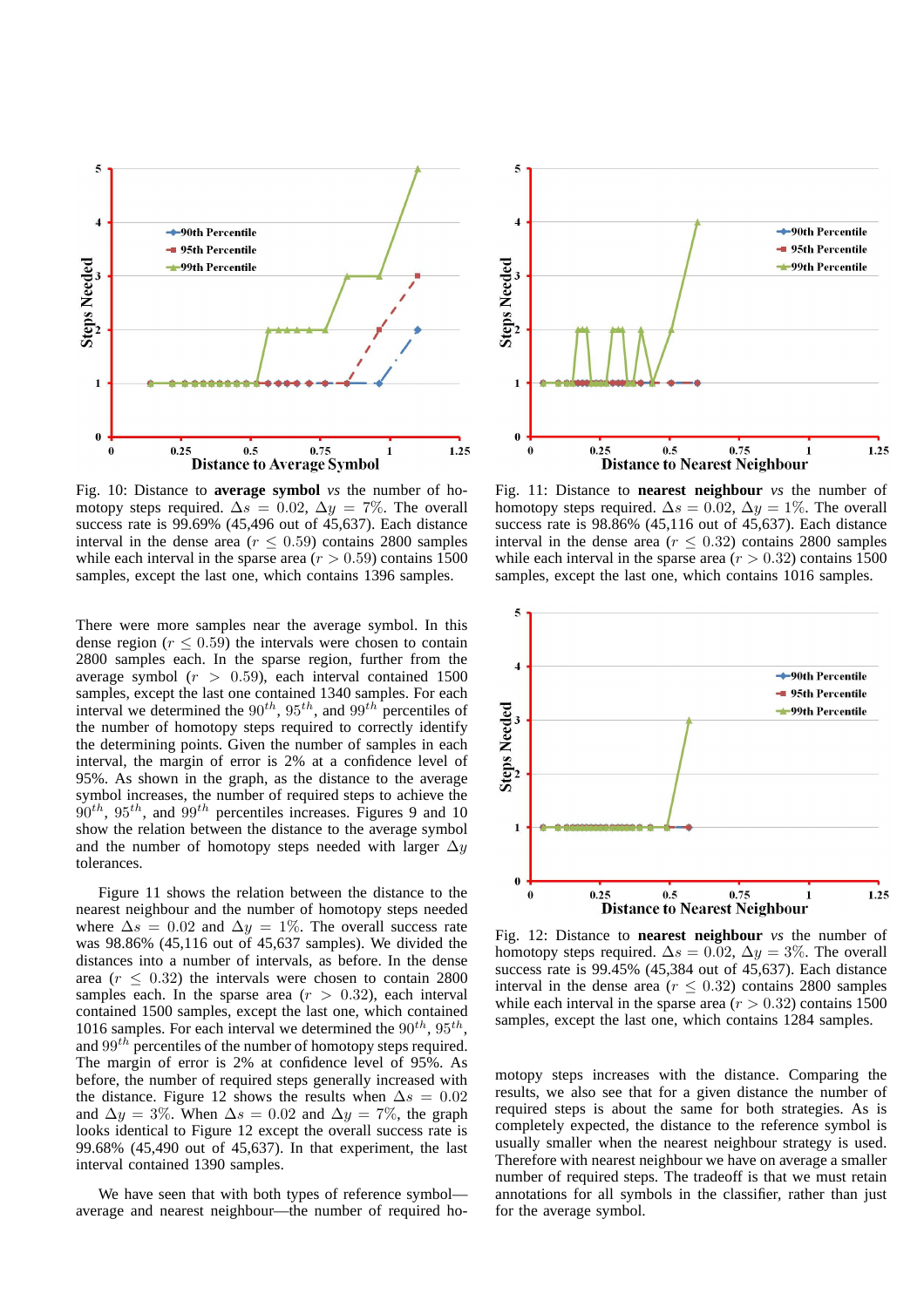Fig. 10: Distance to **average symbol** *vs* the number of homotopy steps required. $\Delta s = 0.02$, $\Delta y = 7\%$. The overall success rate is 99.69% (45,496 out of 45,637). Each distance interval in the dense area ($r \leq 0.59$) contains 2800 samples while each interval in the sparse area ($r > 0.59$) contains 1500 samples, except the last one, which contains 1396 samples.

Fig. 11: Distance to **nearest neighbour** *vs* the number of homotopy steps required. $\Delta s = 0.02$, $\Delta y = 1\%$. The overall success rate is 98.86% (45,116 out of 45,637). Each distance interval in the dense area ($r \leq 0.32$) contains 2800 samples while each interval in the sparse area ($r > 0.32$) contains 1500 samples, except the last one, which contains 1016 samples.

There were more samples near the average symbol. In this dense region ($r \leq 0.59$) the intervals were chosen to contain 2800 samples each. In the sparse region, further from the average symbol ($r > 0.59$), each interval contained 1500 samples, except the last one contained 1340 samples. For each interval we determined the $90^{th}$, $95^{th}$, and $99^{th}$ percentiles of the number of homotopy steps required to correctly identify the determining points. Given the number of samples in each interval, the margin of error is 2% at a confidence level of 95%. As shown in the graph, as the distance to the average symbol increases, the number of required steps to achieve the $90^{th}$, $95^{th}$, and $99^{th}$ percentiles increases. Figures 9 and 10 show the relation between the distance to the average symbol and the number of homotopy steps needed with larger $\Delta y$ tolerances.

Figure 11 shows the relation between the distance to the nearest neighbour and the number of homotopy steps needed where $\Delta s = 0.02$ and $\Delta y = 1\%$. The overall success rate was 98.86% (45,116 out of 45,637 samples). We divided the distances into a number of intervals, as before. In the dense area ($r \leq 0.32$) the intervals were chosen to contain 2800 samples each. In the sparse area ($r > 0.32$), each interval contained 1500 samples, except the last one, which contained 1016 samples. For each interval we determined the $90^{th}$, $95^{th}$, and $99^{th}$ percentiles of the number of homotopy steps required. The margin of error is 2% at confidence level of 95%. As before, the number of required steps generally increased with the distance. Figure 12 shows the results when $\Delta s = 0.02$ and $\Delta y = 3\%$. When $\Delta s = 0.02$ and $\Delta y = 7\%$, the graph looks identical to Figure 12 except the overall success rate is 99.68% (45,490 out of 45,637). In that experiment, the last interval contained 1390 samples.

We have seen that with both types of reference symbol—average and nearest neighbour—the number of required homotopy steps increases with the distance. Comparing the results, we also see that for a given distance the number of required steps is about the same for both strategies. As is completely expected, the distance to the reference symbol is usually smaller when the nearest neighbour strategy is used. Therefore with nearest neighbour we have on average a smaller number of required steps. The tradeoff is that we must retain annotations for all symbols in the classifier, rather than just for the average symbol.

Fig. 12: Distance to **nearest neighbour** *vs* the number of homotopy steps required. $\Delta s = 0.02$, $\Delta y = 3\%$. The overall success rate is 99.45% (45,384 out of 45,637). Each distance interval in the dense area ($r \leq 0.32$) contains 2800 samples while each interval in the sparse area ($r > 0.32$) contains 1500 samples, except the last one, which contains 1284 samples.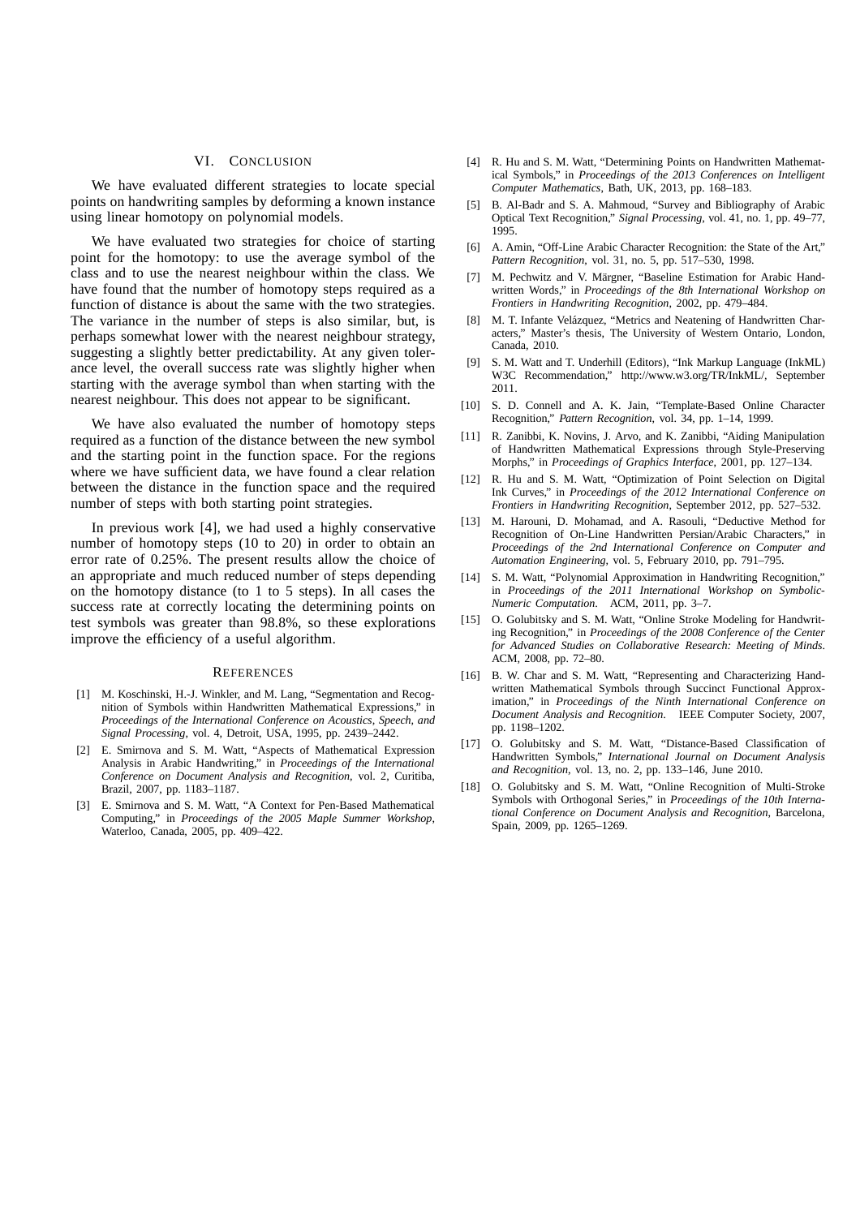## VI. Conclusion

We have evaluated different strategies to locate special points on handwriting samples by deforming a known instance using linear homotopy on polynomial models.

We have evaluated two strategies for choice of starting point for the homotopy: to use the average symbol of the class and to use the nearest neighbour within the class. We have found that the number of homotopy steps required as a function of distance is about the same with the two strategies. The variance in the number of steps is also similar, but, is perhaps somewhat lower with the nearest neighbour strategy, suggesting a slightly better predictability. At any given tolerance level, the overall success rate was slightly higher when starting with the average symbol than when starting with the nearest neighbour. This does not appear to be significant.

We have also evaluated the number of homotopy steps required as a function of the distance between the new symbol and the starting point in the function space. For the regions where we have sufficient data, we have found a clear relation between the distance in the function space and the required number of steps with both starting point strategies.

In previous work [4], we had used a highly conservative number of homotopy steps (10 to 20) in order to obtain an error rate of 0.25%. The present results allow the choice of an appropriate and much reduced number of steps depending on the homotopy distance (to 1 to 5 steps). In all cases the success rate at correctly locating the determining points on test symbols was greater than 98.8%, so these explorations improve the efficiency of a useful algorithm.

## References

[1] M. Koschinski, H.-J. Winkler, and M. Lang, "Segmentation and Recognition of Symbols within Handwritten Mathematical Expressions," in *Proceedings of the International Conference on Acoustics, Speech, and Signal Processing*, vol. 4, Detroit, USA, 1995, pp. 2439–2442.

[2] E. Smirnova and S. M. Watt, "Aspects of Mathematical Expression Analysis in Arabic Handwriting," in *Proceedings of the International Conference on Document Analysis and Recognition*, vol. 2, Curitiba, Brazil, 2007, pp. 1183–1187.

[3] E. Smirnova and S. M. Watt, "A Context for Pen-Based Mathematical Computing," in *Proceedings of the 2005 Maple Summer Workshop*, Waterloo, Canada, 2005, pp. 409–422.

[4] R. Hu and S. M. Watt, "Determining Points on Handwritten Mathematical Symbols," in *Proceedings of the 2013 Conferences on Intelligent Computer Mathematics*, Bath, UK, 2013, pp. 168–183.

[5] B. Al-Badr and S. A. Mahmoud, "Survey and Bibliography of Arabic Optical Text Recognition," *Signal Processing*, vol. 41, no. 1, pp. 49–77, 1995.

[6] A. Amin, "Off-Line Arabic Character Recognition: the State of the Art," *Pattern Recognition*, vol. 31, no. 5, pp. 517–530, 1998.

[7] M. Pechwitz and V. Märgner, "Baseline Estimation for Arabic Handwritten Words," in *Proceedings of the 8th International Workshop on Frontiers in Handwriting Recognition*, 2002, pp. 479–484.

[8] M. T. Infante Velázquez, "Metrics and Neatening of Handwritten Characters," Master's thesis, The University of Western Ontario, London, Canada, 2010.

[9] S. M. Watt and T. Underhill (Editors), "Ink Markup Language (InkML) W3C Recommendation," http://www.w3.org/TR/InkML/, September 2011.

[10] S. D. Connell and A. K. Jain, "Template-Based Online Character Recognition," *Pattern Recognition*, vol. 34, pp. 1–14, 1999.

[11] R. Zanibbi, K. Novins, J. Arvo, and K. Zanibbi, "Aiding Manipulation of Handwritten Mathematical Expressions through Style-Preserving Morphs," in *Proceedings of Graphics Interface*, 2001, pp. 127–134.

[12] R. Hu and S. M. Watt, "Optimization of Point Selection on Digital Ink Curves," in *Proceedings of the 2012 International Conference on Frontiers in Handwriting Recognition*, September 2012, pp. 527–532.

[13] M. Harouni, D. Mohamad, and A. Rasouli, "Deductive Method for Recognition of On-Line Handwritten Persian/Arabic Characters," in *Proceedings of the 2nd International Conference on Computer and Automation Engineering*, vol. 5, February 2010, pp. 791–795.

[14] S. M. Watt, "Polynomial Approximation in Handwriting Recognition," in *Proceedings of the 2011 International Workshop on Symbolic-Numeric Computation*. ACM, 2011, pp. 3–7.

[15] O. Golubitsky and S. M. Watt, "Online Stroke Modeling for Handwriting Recognition," in *Proceedings of the 2008 Conference of the Center for Advanced Studies on Collaborative Research: Meeting of Minds*. ACM, 2008, pp. 72–80.

[16] B. W. Char and S. M. Watt, "Representing and Characterizing Handwritten Mathematical Symbols through Succinct Functional Approximation," in *Proceedings of the Ninth International Conference on Document Analysis and Recognition*. IEEE Computer Society, 2007, pp. 1198–1202.

[17] O. Golubitsky and S. M. Watt, "Distance-Based Classification of Handwritten Symbols," *International Journal on Document Analysis and Recognition*, vol. 13, no. 2, pp. 133–146, June 2010.

[18] O. Golubitsky and S. M. Watt, "Online Recognition of Multi-Stroke Symbols with Orthogonal Series," in *Proceedings of the 10th International Conference on Document Analysis and Recognition*, Barcelona, Spain, 2009, pp. 1265–1269.